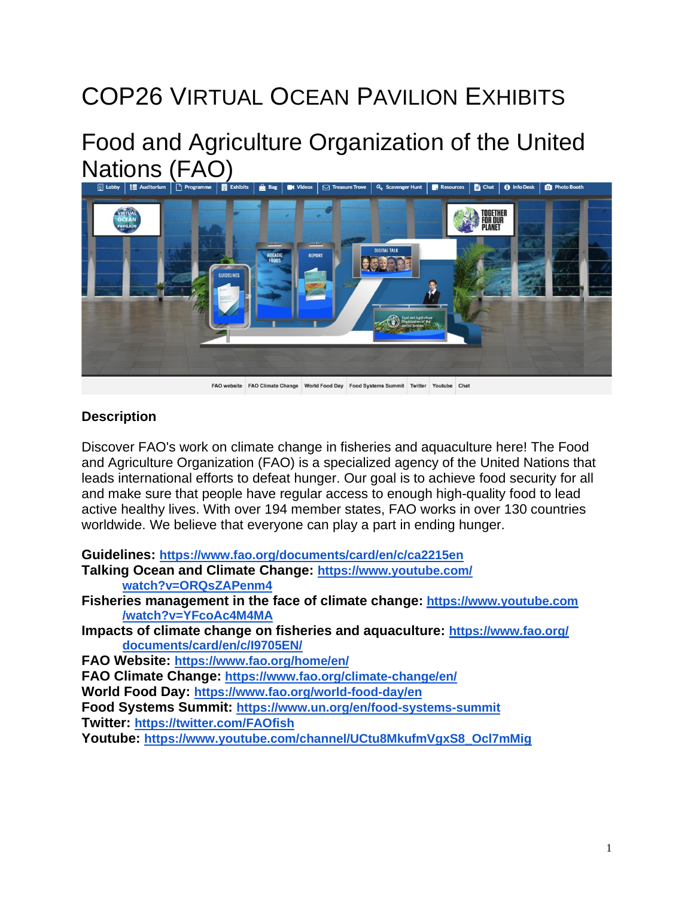# COP26 Virtual Ocean Pavilion Exhibits

## Food and Agriculture Organization of the United Nations (FAO)

**Description**

Discover FAO's work on climate change in fisheries and aquaculture here! The Food and Agriculture Organization (FAO) is a specialized agency of the United Nations that leads international efforts to defeat hunger. Our goal is to achieve food security for all and make sure that people have regular access to enough high-quality food to lead active healthy lives. With over 194 member states, FAO works in over 130 countries worldwide. We believe that everyone can play a part in ending hunger.

**Guidelines:** https://www.fao.org/documents/card/en/c/ca2215en
**Talking Ocean and Climate Change:** https://www.youtube.com/watch?v=ORQsZAPenm4
**Fisheries management in the face of climate change:** https://www.youtube.com/watch?v=YFcoAc4M4MA
**Impacts of climate change on fisheries and aquaculture:** https://www.fao.org/documents/card/en/c/I9705EN/
**FAO Website:** https://www.fao.org/home/en/
**FAO Climate Change:** https://www.fao.org/climate-change/en/
**World Food Day:** https://www.fao.org/world-food-day/en
**Food Systems Summit:** https://www.un.org/en/food-systems-summit
**Twitter:** https://twitter.com/FAOfish
**Youtube:** https://www.youtube.com/channel/UCtu8MkufmVgxS8_Ocl7mMig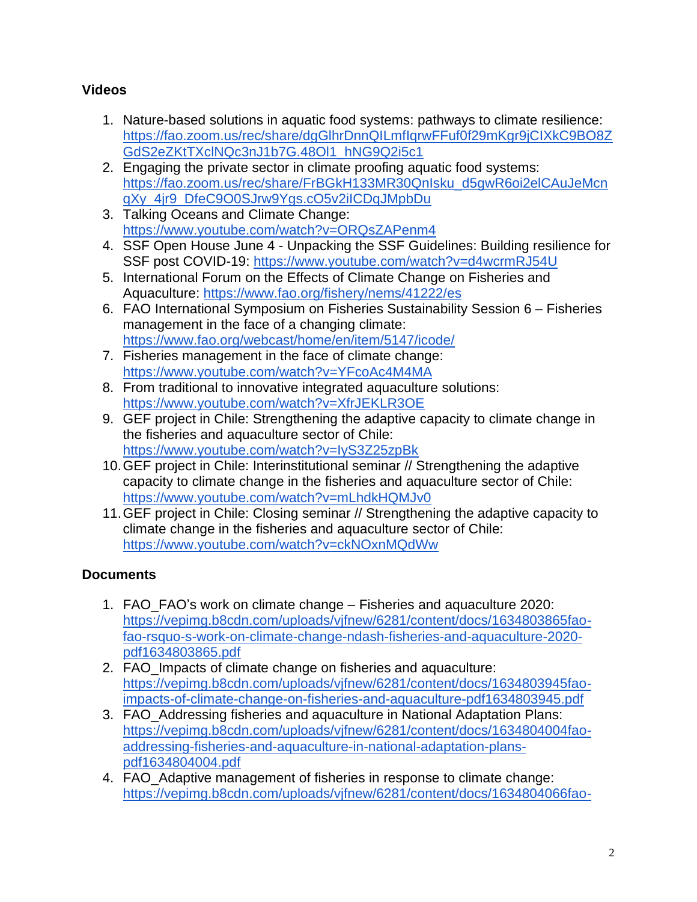### Videos

1. Nature-based solutions in aquatic food systems: pathways to climate resilience: https://fao.zoom.us/rec/share/dgGlhrDnnQILmfIqrwFFuf0f29mKgr9jCIXkC9BO8ZGdS2eZKtTXclNQc3nJ1b7G.48Ol1_hNG9Q2i5c1
2. Engaging the private sector in climate proofing aquatic food systems: https://fao.zoom.us/rec/share/FrBGkH133MR30QnIsku_d5gwR6oi2elCAuJeMcngXy_4jr9_DfeC9O0SJrw9Ygs.cO5v2iICDqJMpbDu
3. Talking Oceans and Climate Change: https://www.youtube.com/watch?v=ORQsZAPenm4
4. SSF Open House June 4 - Unpacking the SSF Guidelines: Building resilience for SSF post COVID-19: https://www.youtube.com/watch?v=d4wcrmRJ54U
5. International Forum on the Effects of Climate Change on Fisheries and Aquaculture: https://www.fao.org/fishery/nems/41222/es
6. FAO International Symposium on Fisheries Sustainability Session 6 – Fisheries management in the face of a changing climate: https://www.fao.org/webcast/home/en/item/5147/icode/
7. Fisheries management in the face of climate change: https://www.youtube.com/watch?v=YFcoAc4M4MA
8. From traditional to innovative integrated aquaculture solutions: https://www.youtube.com/watch?v=XfrJEKLR3OE
9. GEF project in Chile: Strengthening the adaptive capacity to climate change in the fisheries and aquaculture sector of Chile: https://www.youtube.com/watch?v=IyS3Z25zpBk
10. GEF project in Chile: Interinstitutional seminar // Strengthening the adaptive capacity to climate change in the fisheries and aquaculture sector of Chile: https://www.youtube.com/watch?v=mLhdkHQMJv0
11. GEF project in Chile: Closing seminar // Strengthening the adaptive capacity to climate change in the fisheries and aquaculture sector of Chile: https://www.youtube.com/watch?v=ckNOxnMQdWw

### Documents

1. FAO_FAO's work on climate change – Fisheries and aquaculture 2020: https://vepimg.b8cdn.com/uploads/vjfnew/6281/content/docs/1634803865fao-fao-rsquo-s-work-on-climate-change-ndash-fisheries-and-aquaculture-2020-pdf1634803865.pdf
2. FAO_Impacts of climate change on fisheries and aquaculture: https://vepimg.b8cdn.com/uploads/vjfnew/6281/content/docs/1634803945fao-impacts-of-climate-change-on-fisheries-and-aquaculture-pdf1634803945.pdf
3. FAO_Addressing fisheries and aquaculture in National Adaptation Plans: https://vepimg.b8cdn.com/uploads/vjfnew/6281/content/docs/1634804004fao-addressing-fisheries-and-aquaculture-in-national-adaptation-plans-pdf1634804004.pdf
4. FAO_Adaptive management of fisheries in response to climate change: https://vepimg.b8cdn.com/uploads/vjfnew/6281/content/docs/1634804066fao-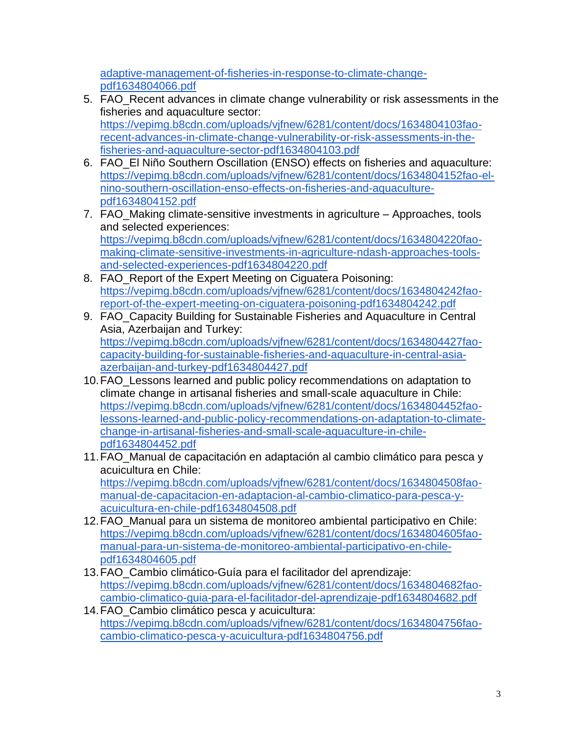adaptive-management-of-fisheries-in-response-to-climate-change-pdf1634804066.pdf

5. FAO_Recent advances in climate change vulnerability or risk assessments in the fisheries and aquaculture sector: https://vepimg.b8cdn.com/uploads/vjfnew/6281/content/docs/1634804103fao-recent-advances-in-climate-change-vulnerability-or-risk-assessments-in-the-fisheries-and-aquaculture-sector-pdf1634804103.pdf
6. FAO_El Niño Southern Oscillation (ENSO) effects on fisheries and aquaculture: https://vepimg.b8cdn.com/uploads/vjfnew/6281/content/docs/1634804152fao-el-nino-southern-oscillation-enso-effects-on-fisheries-and-aquaculture-pdf1634804152.pdf
7. FAO_Making climate-sensitive investments in agriculture – Approaches, tools and selected experiences: https://vepimg.b8cdn.com/uploads/vjfnew/6281/content/docs/1634804220fao-making-climate-sensitive-investments-in-agriculture-ndash-approaches-tools-and-selected-experiences-pdf1634804220.pdf
8. FAO_Report of the Expert Meeting on Ciguatera Poisoning: https://vepimg.b8cdn.com/uploads/vjfnew/6281/content/docs/1634804242fao-report-of-the-expert-meeting-on-ciguatera-poisoning-pdf1634804242.pdf
9. FAO_Capacity Building for Sustainable Fisheries and Aquaculture in Central Asia, Azerbaijan and Turkey: https://vepimg.b8cdn.com/uploads/vjfnew/6281/content/docs/1634804427fao-capacity-building-for-sustainable-fisheries-and-aquaculture-in-central-asia-azerbaijan-and-turkey-pdf1634804427.pdf
10. FAO_Lessons learned and public policy recommendations on adaptation to climate change in artisanal fisheries and small-scale aquaculture in Chile: https://vepimg.b8cdn.com/uploads/vjfnew/6281/content/docs/1634804452fao-lessons-learned-and-public-policy-recommendations-on-adaptation-to-climate-change-in-artisanal-fisheries-and-small-scale-aquaculture-in-chile-pdf1634804452.pdf
11. FAO_Manual de capacitación en adaptación al cambio climático para pesca y acuicultura en Chile: https://vepimg.b8cdn.com/uploads/vjfnew/6281/content/docs/1634804508fao-manual-de-capacitacion-en-adaptacion-al-cambio-climatico-para-pesca-y-acuicultura-en-chile-pdf1634804508.pdf
12. FAO_Manual para un sistema de monitoreo ambiental participativo en Chile: https://vepimg.b8cdn.com/uploads/vjfnew/6281/content/docs/1634804605fao-manual-para-un-sistema-de-monitoreo-ambiental-participativo-en-chile-pdf1634804605.pdf
13. FAO_Cambio climático-Guía para el facilitador del aprendizaje: https://vepimg.b8cdn.com/uploads/vjfnew/6281/content/docs/1634804682fao-cambio-climatico-guia-para-el-facilitador-del-aprendizaje-pdf1634804682.pdf
14. FAO_Cambio climático pesca y acuicultura: https://vepimg.b8cdn.com/uploads/vjfnew/6281/content/docs/1634804756fao-cambio-climatico-pesca-y-acuicultura-pdf1634804756.pdf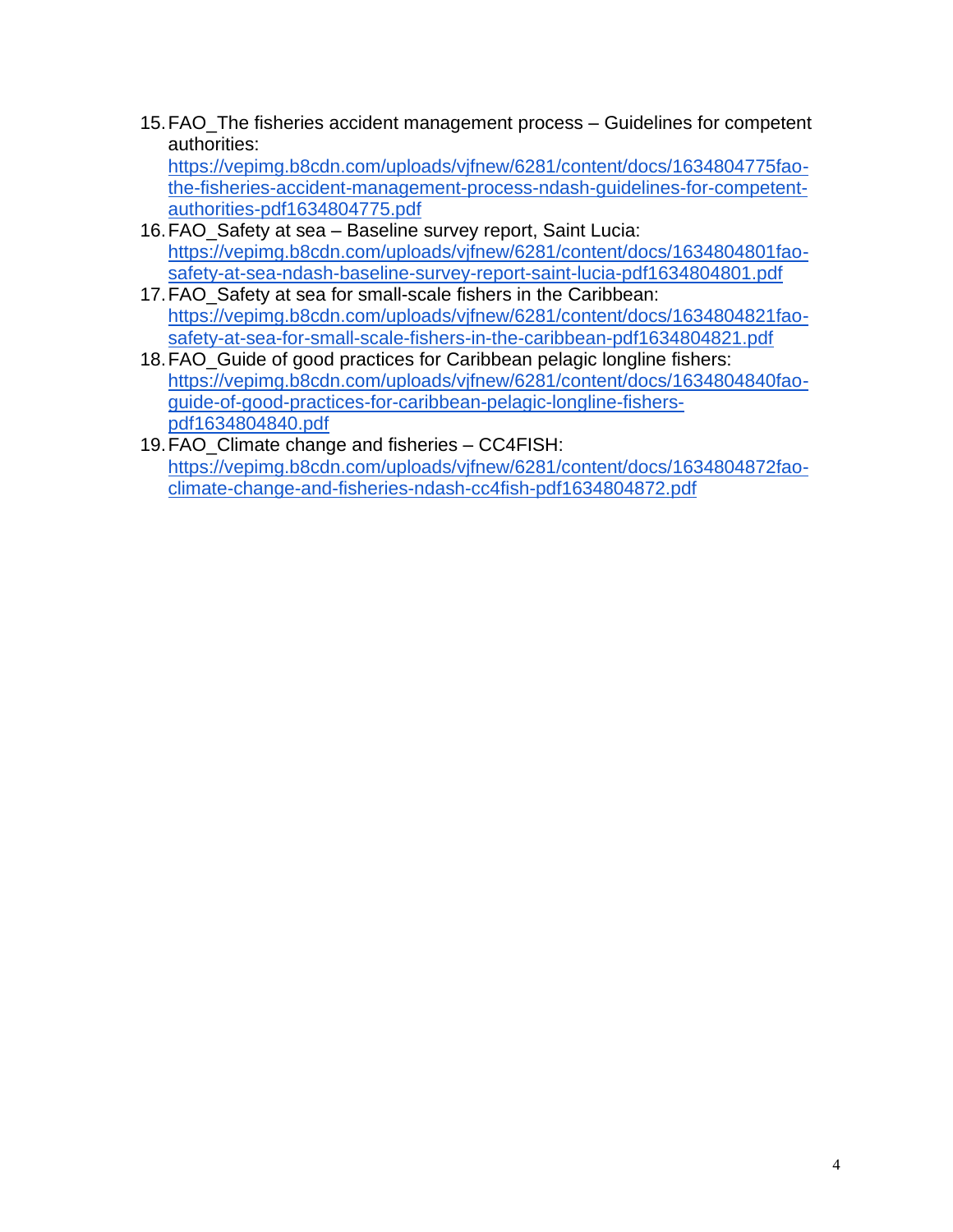15. FAO_The fisheries accident management process – Guidelines for competent authorities: https://vepimg.b8cdn.com/uploads/vjfnew/6281/content/docs/1634804775fao-the-fisheries-accident-management-process-ndash-guidelines-for-competent-authorities-pdf1634804775.pdf
16. FAO_Safety at sea – Baseline survey report, Saint Lucia: https://vepimg.b8cdn.com/uploads/vjfnew/6281/content/docs/1634804801fao-safety-at-sea-ndash-baseline-survey-report-saint-lucia-pdf1634804801.pdf
17. FAO_Safety at sea for small-scale fishers in the Caribbean: https://vepimg.b8cdn.com/uploads/vjfnew/6281/content/docs/1634804821fao-safety-at-sea-for-small-scale-fishers-in-the-caribbean-pdf1634804821.pdf
18. FAO_Guide of good practices for Caribbean pelagic longline fishers: https://vepimg.b8cdn.com/uploads/vjfnew/6281/content/docs/1634804840fao-guide-of-good-practices-for-caribbean-pelagic-longline-fishers-pdf1634804840.pdf
19. FAO_Climate change and fisheries – CC4FISH: https://vepimg.b8cdn.com/uploads/vjfnew/6281/content/docs/1634804872fao-climate-change-and-fisheries-ndash-cc4fish-pdf1634804872.pdf